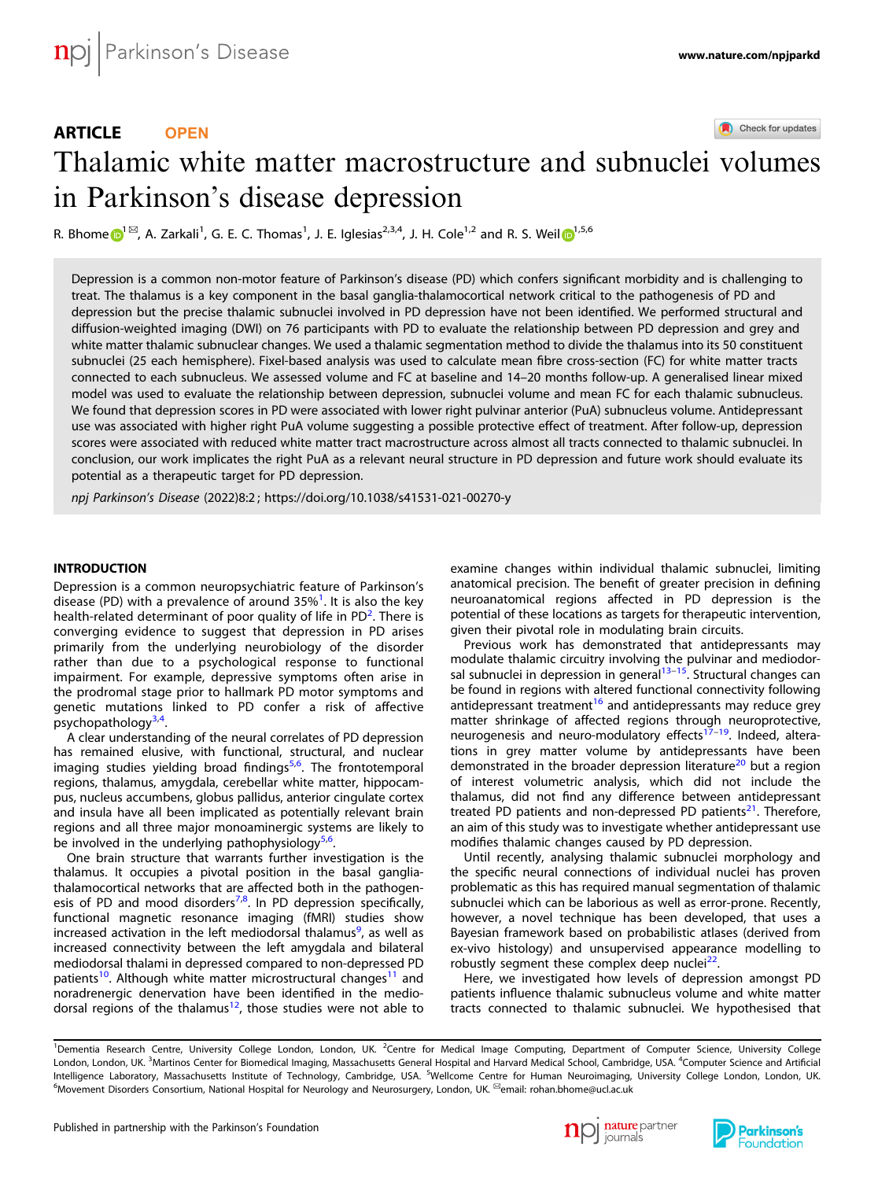ARTICLE OPEN

# Thalamic white matter macrostructure and subnuclei volumes in Parkinson's disease depression

R. Bhome[1]✉, A. Zarkali[1], G. E. C. Thomas[1], J. E. Iglesias[2,3,4], J. H. Cole[1,2] and R. S. Weil[1,5,6]

Depression is a common non-motor feature of Parkinson's disease (PD) which confers significant morbidity and is challenging to treat. The thalamus is a key component in the basal ganglia-thalamocortical network critical to the pathogenesis of PD and depression but the precise thalamic subnuclei involved in PD depression have not been identified. We performed structural and diffusion-weighted imaging (DWI) on 76 participants with PD to evaluate the relationship between PD depression and grey and white matter thalamic subnuclear changes. We used a thalamic segmentation method to divide the thalamus into its 50 constituent subnuclei (25 each hemisphere). Fixel-based analysis was used to calculate mean fibre cross-section (FC) for white matter tracts connected to each subnucleus. We assessed volume and FC at baseline and 14–20 months follow-up. A generalised linear mixed model was used to evaluate the relationship between depression, subnuclei volume and mean FC for each thalamic subnucleus. We found that depression scores in PD were associated with lower right pulvinar anterior (PuA) subnucleus volume. Antidepressant use was associated with higher right PuA volume suggesting a possible protective effect of treatment. After follow-up, depression scores were associated with reduced white matter tract macrostructure across almost all tracts connected to thalamic subnuclei. In conclusion, our work implicates the right PuA as a relevant neural structure in PD depression and future work should evaluate its potential as a therapeutic target for PD depression.

*npj Parkinson's Disease* (2022)8:2 ; https://doi.org/10.1038/s41531-021-00270-y

## INTRODUCTION

Depression is a common neuropsychiatric feature of Parkinson's disease (PD) with a prevalence of around 35%[1]. It is also the key health-related determinant of poor quality of life in PD[2]. There is converging evidence to suggest that depression in PD arises primarily from the underlying neurobiology of the disorder rather than due to a psychological response to functional impairment. For example, depressive symptoms often arise in the prodromal stage prior to hallmark PD motor symptoms and genetic mutations linked to PD confer a risk of affective psychopathology[3,4].

A clear understanding of the neural correlates of PD depression has remained elusive, with functional, structural, and nuclear imaging studies yielding broad findings[5,6]. The frontotemporal regions, thalamus, amygdala, cerebellar white matter, hippocampus, nucleus accumbens, globus pallidus, anterior cingulate cortex and insula have all been implicated as potentially relevant brain regions and all three major monoaminergic systems are likely to be involved in the underlying pathophysiology[5,6].

One brain structure that warrants further investigation is the thalamus. It occupies a pivotal position in the basal ganglia-thalamocortical networks that are affected both in the pathogenesis of PD and mood disorders[7,8]. In PD depression specifically, functional magnetic resonance imaging (fMRI) studies show increased activation in the left mediodorsal thalamus[9], as well as increased connectivity between the left amygdala and bilateral mediodorsal thalami in depressed compared to non-depressed PD patients[10]. Although white matter microstructural changes[11] and noradrenergic denervation have been identified in the mediodorsal regions of the thalamus[12], those studies were not able to examine changes within individual thalamic subnuclei, limiting anatomical precision. The benefit of greater precision in defining neuroanatomical regions affected in PD depression is the potential of these locations as targets for therapeutic intervention, given their pivotal role in modulating brain circuits.

Previous work has demonstrated that antidepressants may modulate thalamic circuitry involving the pulvinar and mediodorsal subnuclei in depression in general[13–15]. Structural changes can be found in regions with altered functional connectivity following antidepressant treatment[16] and antidepressants may reduce grey matter shrinkage of affected regions through neuroprotective, neurogenesis and neuro-modulatory effects[17–19]. Indeed, alterations in grey matter volume by antidepressants have been demonstrated in the broader depression literature[20] but a region of interest volumetric analysis, which did not include the thalamus, did not find any difference between antidepressant treated PD patients and non-depressed PD patients[21]. Therefore, an aim of this study was to investigate whether antidepressant use modifies thalamic changes caused by PD depression.

Until recently, analysing thalamic subnuclei morphology and the specific neural connections of individual nuclei has proven problematic as this has required manual segmentation of thalamic subnuclei which can be laborious as well as error-prone. Recently, however, a novel technique has been developed, that uses a Bayesian framework based on probabilistic atlases (derived from ex-vivo histology) and unsupervised appearance modelling to robustly segment these complex deep nuclei[22].

Here, we investigated how levels of depression amongst PD patients influence thalamic subnucleus volume and white matter tracts connected to thalamic subnuclei. We hypothesised that

[1]Dementia Research Centre, University College London, London, UK. [2]Centre for Medical Image Computing, Department of Computer Science, University College London, London, UK. [3]Martinos Center for Biomedical Imaging, Massachusetts General Hospital and Harvard Medical School, Cambridge, USA. [4]Computer Science and Artificial Intelligence Laboratory, Massachusetts Institute of Technology, Cambridge, USA. [5]Wellcome Centre for Human Neuroimaging, University College London, London, UK. [6]Movement Disorders Consortium, National Hospital for Neurology and Neurosurgery, London, UK. ✉email: rohan.bhome@ucl.ac.uk

Published in partnership with the Parkinson's Foundation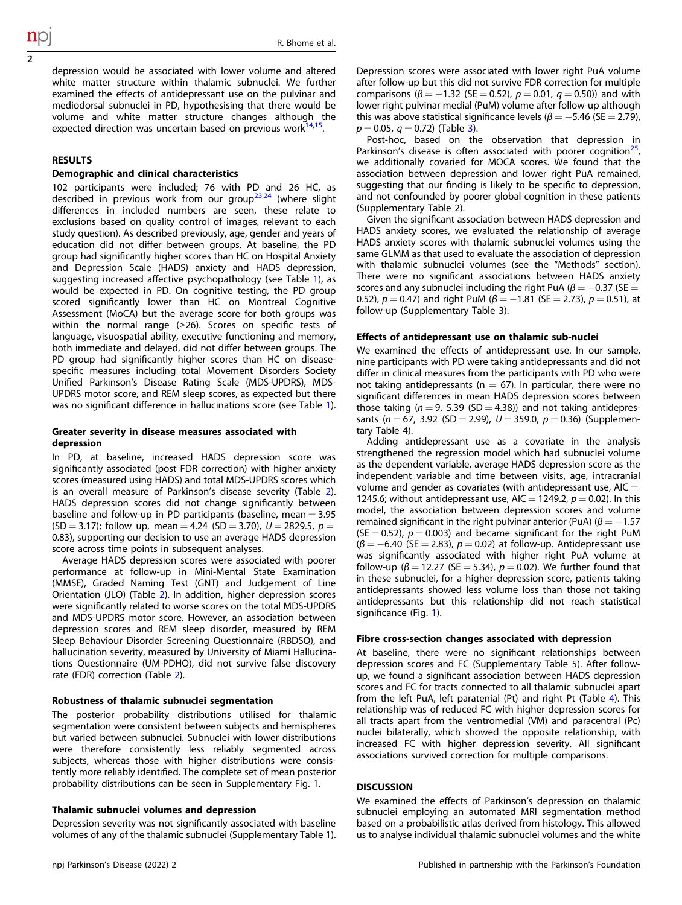depression would be associated with lower volume and altered white matter structure within thalamic subnuclei. We further examined the effects of antidepressant use on the pulvinar and mediodorsal subnuclei in PD, hypothesising that there would be volume and white matter structure changes although the expected direction was uncertain based on previous work[14,15].

## RESULTS

### Demographic and clinical characteristics

102 participants were included; 76 with PD and 26 HC, as described in previous work from our group[23,24] (where slight differences in included numbers are seen, these relate to exclusions based on quality control of images, relevant to each study question). As described previously, age, gender and years of education did not differ between groups. At baseline, the PD group had significantly higher scores than HC on Hospital Anxiety and Depression Scale (HADS) anxiety and HADS depression, suggesting increased affective psychopathology (see Table 1), as would be expected in PD. On cognitive testing, the PD group scored significantly lower than HC on Montreal Cognitive Assessment (MoCA) but the average score for both groups was within the normal range (≥26). Scores on specific tests of language, visuospatial ability, executive functioning and memory, both immediate and delayed, did not differ between groups. The PD group had significantly higher scores than HC on disease-specific measures including total Movement Disorders Society Unified Parkinson's Disease Rating Scale (MDS-UPDRS), MDS-UPDRS motor score, and REM sleep scores, as expected but there was no significant difference in hallucinations score (see Table 1).

### Greater severity in disease measures associated with depression

In PD, at baseline, increased HADS depression score was significantly associated (post FDR correction) with higher anxiety scores (measured using HADS) and total MDS-UPDRS scores which is an overall measure of Parkinson's disease severity (Table 2). HADS depression scores did not change significantly between baseline and follow-up in PD participants (baseline, mean = 3.95 (SD = 3.17); follow up, mean = 4.24 (SD = 3.70), $U = 2829.5$, $p = 0.83$), supporting our decision to use an average HADS depression score across time points in subsequent analyses.

Average HADS depression scores were associated with poorer performance at follow-up in Mini-Mental State Examination (MMSE), Graded Naming Test (GNT) and Judgement of Line Orientation (JLO) (Table 2). In addition, higher depression scores were significantly related to worse scores on the total MDS-UPDRS and MDS-UPDRS motor score. However, an association between depression scores and REM sleep disorder, measured by REM Sleep Behaviour Disorder Screening Questionnaire (RBDSQ), and hallucination severity, measured by University of Miami Hallucinations Questionnaire (UM-PDHQ), did not survive false discovery rate (FDR) correction (Table 2).

### Robustness of thalamic subnuclei segmentation

The posterior probability distributions utilised for thalamic segmentation were consistent between subjects and hemispheres but varied between subnuclei. Subnuclei with lower distributions were therefore consistently less reliably segmented across subjects, whereas those with higher distributions were consistently more reliably identified. The complete set of mean posterior probability distributions can be seen in Supplementary Fig. 1.

### Thalamic subnuclei volumes and depression

Depression severity was not significantly associated with baseline volumes of any of the thalamic subnuclei (Supplementary Table 1). Depression scores were associated with lower right PuA volume after follow-up but this did not survive FDR correction for multiple comparisons ($\beta = -1.32$ (SE = 0.52), $p = 0.01$, $q = 0.50$)) and with lower right pulvinar medial (PuM) volume after follow-up although this was above statistical significance levels ($\beta = -5.46$ (SE = 2.79), $p = 0.05$, $q = 0.72$) (Table 3).

Post-hoc, based on the observation that depression in Parkinson's disease is often associated with poorer cognition[25], we additionally covaried for MOCA scores. We found that the association between depression and lower right PuA remained, suggesting that our finding is likely to be specific to depression, and not confounded by poorer global cognition in these patients (Supplementary Table 2).

Given the significant association between HADS depression and HADS anxiety scores, we evaluated the relationship of average HADS anxiety scores with thalamic subnuclei volumes using the same GLMM as that used to evaluate the association of depression with thalamic subnuclei volumes (see the "Methods" section). There were no significant associations between HADS anxiety scores and any subnuclei including the right PuA ($\beta = -0.37$ (SE = 0.52), $p = 0.47$) and right PuM ($\beta = -1.81$ (SE = 2.73), $p = 0.51$), at follow-up (Supplementary Table 3).

### Effects of antidepressant use on thalamic sub-nuclei

We examined the effects of antidepressant use. In our sample, nine participants with PD were taking antidepressants and did not differ in clinical measures from the participants with PD who were not taking antidepressants ($n = 67$). In particular, there were no significant differences in mean HADS depression scores between those taking ($n = 9$, 5.39 (SD = 4.38)) and not taking antidepressants ($n = 67$, 3.92 (SD = 2.99), $U = 359.0$, $p = 0.36$) (Supplementary Table 4).

Adding antidepressant use as a covariate in the analysis strengthened the regression model which had subnuclei volume as the dependent variable, average HADS depression score as the independent variable and time between visits, age, intracranial volume and gender as covariates (with antidepressant use, AIC = 1245.6; without antidepressant use, AIC = 1249.2, $p = 0.02$). In this model, the association between depression scores and volume remained significant in the right pulvinar anterior (PuA) ($\beta = -1.57$ (SE = 0.52), $p = 0.003$) and became significant for the right PuM ($\beta = -6.40$ (SE = 2.83), $p = 0.02$) at follow-up. Antidepressant use was significantly associated with higher right PuA volume at follow-up ($\beta = 12.27$ (SE = 5.34), $p = 0.02$). We further found that in these subnuclei, for a higher depression score, patients taking antidepressants showed less volume loss than those not taking antidepressants but this relationship did not reach statistical significance (Fig. 1).

### Fibre cross-section changes associated with depression

At baseline, there were no significant relationships between depression scores and FC (Supplementary Table 5). After follow-up, we found a significant association between HADS depression scores and FC for tracts connected to all thalamic subnuclei apart from the left PuA, left paratenial (Pt) and right Pt (Table 4). This relationship was of reduced FC with higher depression scores for all tracts apart from the ventromedial (VM) and paracentral (Pc) nuclei bilaterally, which showed the opposite relationship, with increased FC with higher depression severity. All significant associations survived correction for multiple comparisons.

## DISCUSSION

We examined the effects of Parkinson's depression on thalamic subnuclei employing an automated MRI segmentation method based on a probabilistic atlas derived from histology. This allowed us to analyse individual thalamic subnuclei volumes and the white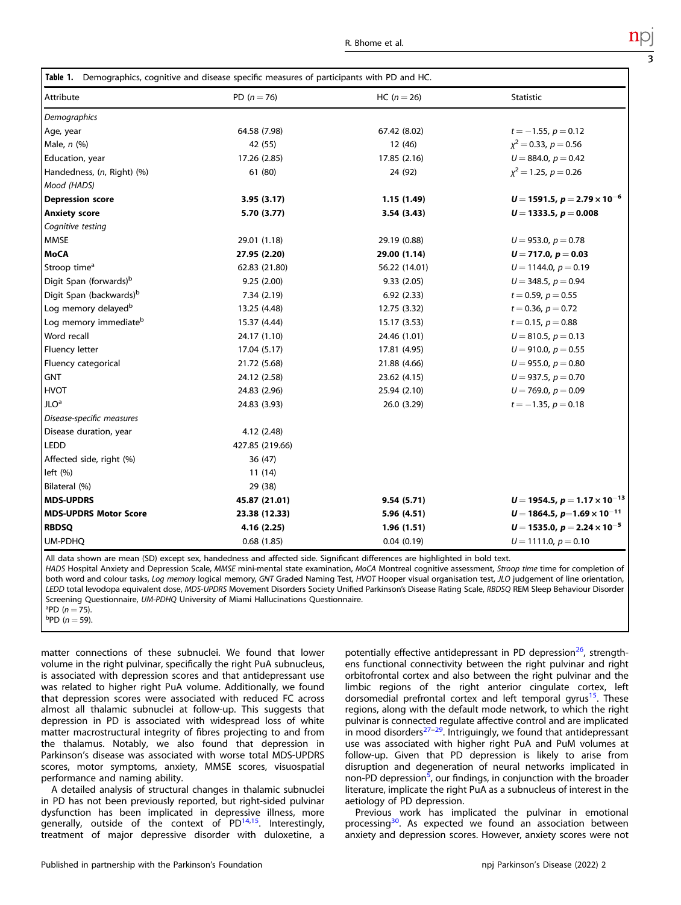**Table 1.** Demographics, cognitive and disease specific measures of participants with PD and HC.

| Attribute | PD (n = 76) | HC (n = 26) | Statistic |
|---|---|---|---|
| *Demographics* | | | |
| Age, year | 64.58 (7.98) | 67.42 (8.02) | $t = -1.55$, $p = 0.12$ |
| Male, n (%) | 42 (55) | 12 (46) | $\chi^2 = 0.33$, $p = 0.56$ |
| Education, year | 17.26 (2.85) | 17.85 (2.16) | $U = 884.0$, $p = 0.42$ |
| Handedness, (n, Right) (%) | 61 (80) | 24 (92) | $\chi^2 = 1.25$, $p = 0.26$ |
| *Mood (HADS)* | | | |
| **Depression score** | **3.95 (3.17)** | **1.15 (1.49)** | $U = 1591.5$, $p = 2.79 \times 10^{-6}$ |
| **Anxiety score** | **5.70 (3.77)** | **3.54 (3.43)** | $U = 1333.5$, $p = 0.008$ |
| *Cognitive testing* | | | |
| MMSE | 29.01 (1.18) | 29.19 (0.88) | $U = 953.0$, $p = 0.78$ |
| **MoCA** | **27.95 (2.20)** | **29.00 (1.14)** | $U = 717.0$, $p = 0.03$ |
| Stroop time[a] | 62.83 (21.80) | 56.22 (14.01) | $U = 1144.0$, $p = 0.19$ |
| Digit Span (forwards)[b] | 9.25 (2.00) | 9.33 (2.05) | $U = 348.5$, $p = 0.94$ |
| Digit Span (backwards)[b] | 7.34 (2.19) | 6.92 (2.33) | $t = 0.59$, $p = 0.55$ |
| Log memory delayed[b] | 13.25 (4.48) | 12.75 (3.32) | $t = 0.36$, $p = 0.72$ |
| Log memory immediate[b] | 15.37 (4.44) | 15.17 (3.53) | $t = 0.15$, $p = 0.88$ |
| Word recall | 24.17 (1.10) | 24.46 (1.01) | $U = 810.5$, $p = 0.13$ |
| Fluency letter | 17.04 (5.17) | 17.81 (4.95) | $U = 910.0$, $p = 0.55$ |
| Fluency categorical | 21.72 (5.68) | 21.88 (4.66) | $U = 955.0$, $p = 0.80$ |
| GNT | 24.12 (2.58) | 23.62 (4.15) | $U = 937.5$, $p = 0.70$ |
| HVOT | 24.83 (2.96) | 25.94 (2.10) | $U = 769.0$, $p = 0.09$ |
| JLO[a] | 24.83 (3.93) | 26.0 (3.29) | $t = -1.35$, $p = 0.18$ |
| *Disease-specific measures* | | | |
| Disease duration, year | 4.12 (2.48) | | |
| LEDD | 427.85 (219.66) | | |
| Affected side, right (%) | 36 (47) | | |
| left (%) | 11 (14) | | |
| Bilateral (%) | 29 (38) | | |
| **MDS-UPDRS** | **45.87 (21.01)** | **9.54 (5.71)** | $U = 1954.5$, $p = 1.17 \times 10^{-13}$ |
| **MDS-UPDRS Motor Score** | **23.38 (12.33)** | **5.96 (4.51)** | $U = 1864.5$, $p = 1.69 \times 10^{-11}$ |
| **RBDSQ** | **4.16 (2.25)** | **1.96 (1.51)** | $U = 1535.0$, $p = 2.24 \times 10^{-5}$ |
| UM-PDHQ | 0.68 (1.85) | 0.04 (0.19) | $U = 1111.0$, $p = 0.10$ |

All data shown are mean (SD) except sex, handedness and affected side. Significant differences are highlighted in bold text.
*HADS* Hospital Anxiety and Depression Scale, *MMSE* mini-mental state examination, *MoCA* Montreal cognitive assessment, *Stroop time* time for completion of both word and colour tasks, *Log memory* logical memory, *GNT* Graded Naming Test, *HVOT* Hooper visual organisation test, *JLO* judgement of line orientation, *LEDD* total levodopa equivalent dose, *MDS-UPDRS* Movement Disorders Society Unified Parkinson's Disease Rating Scale, *RBDSQ* REM Sleep Behaviour Disorder Screening Questionnaire, *UM-PDHQ* University of Miami Hallucinations Questionnaire.
[a]PD (n = 75).
[b]PD (n = 59).

matter connections of these subnuclei. We found that lower volume in the right pulvinar, specifically the right PuA subnucleus, is associated with depression scores and that antidepressant use was related to higher right PuA volume. Additionally, we found that depression scores were associated with reduced FC across almost all thalamic subnuclei at follow-up. This suggests that depression in PD is associated with widespread loss of white matter macrostructural integrity of fibres projecting to and from the thalamus. Notably, we also found that depression in Parkinson's disease was associated with worse total MDS-UPDRS scores, motor symptoms, anxiety, MMSE scores, visuospatial performance and naming ability.

A detailed analysis of structural changes in thalamic subnuclei in PD has not been previously reported, but right-sided pulvinar dysfunction has been implicated in depressive illness, more generally, outside of the context of PD[14,15]. Interestingly, treatment of major depressive disorder with duloxetine, a potentially effective antidepressant in PD depression[26], strengthens functional connectivity between the right pulvinar and right orbitofrontal cortex and also between the right pulvinar and the limbic regions of the right anterior cingulate cortex, left dorsomedial prefrontal cortex and left temporal gyrus[15]. These regions, along with the default mode network, to which the right pulvinar is connected regulate affective control and are implicated in mood disorders[27–29]. Intriguingly, we found that antidepressant use was associated with higher right PuA and PuM volumes at follow-up. Given that PD depression is likely to arise from disruption and degeneration of neural networks implicated in non-PD depression[5], our findings, in conjunction with the broader literature, implicate the right PuA as a subnucleus of interest in the aetiology of PD depression.

Previous work has implicated the pulvinar in emotional processing[30]. As expected we found an association between anxiety and depression scores. However, anxiety scores were not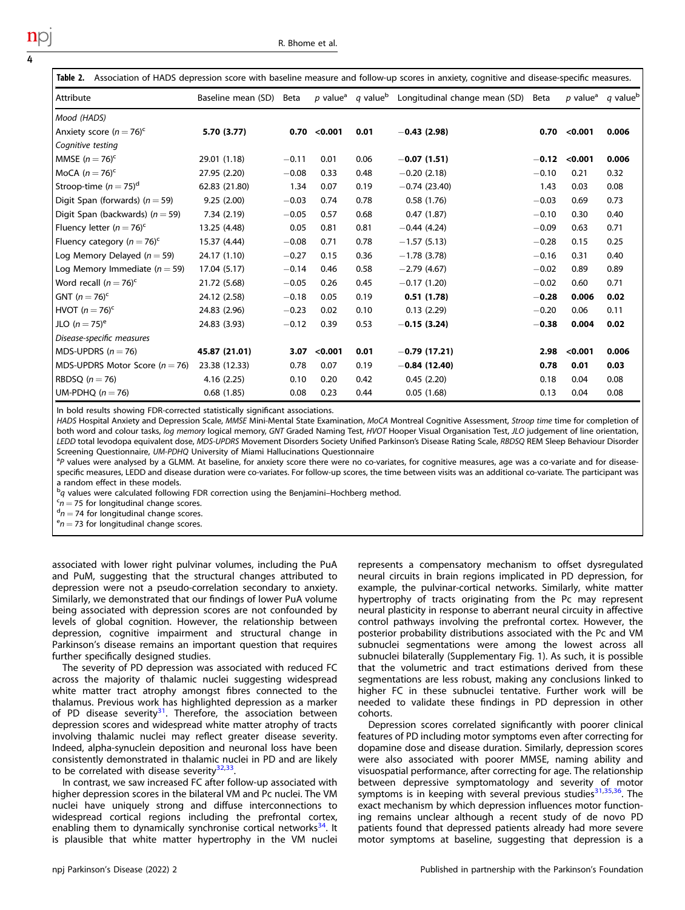**Table 2.** Association of HADS depression score with baseline measure and follow-up scores in anxiety, cognitive and disease-specific measures.

| Attribute | Baseline mean (SD) | Beta | *p* value[a] | *q* value[b] | Longitudinal change mean (SD) | Beta | *p* value[a] | *q* value[b] |
|---|---|---|---|---|---|---|---|---|
| *Mood (HADS)* | | | | | | | | |
| Anxiety score ($n = 76$)[c] | **5.70 (3.77)** | **0.70** | **<0.001** | **0.01** | **−0.43 (2.98)** | **0.70** | **<0.001** | **0.006** |
| *Cognitive testing* | | | | | | | | |
| MMSE ($n = 76$)[c] | 29.01 (1.18) | −0.11 | 0.01 | 0.06 | **−0.07 (1.51)** | **−0.12** | **<0.001** | **0.006** |
| MoCA ($n = 76$)[c] | 27.95 (2.20) | −0.08 | 0.33 | 0.48 | −0.20 (2.18) | −0.10 | 0.21 | 0.32 |
| Stroop-time ($n = 75$)[d] | 62.83 (21.80) | 1.34 | 0.07 | 0.19 | −0.74 (23.40) | 1.43 | 0.03 | 0.08 |
| Digit Span (forwards) ($n = 59$) | 9.25 (2.00) | −0.03 | 0.74 | 0.78 | 0.58 (1.76) | −0.03 | 0.69 | 0.73 |
| Digit Span (backwards) ($n = 59$) | 7.34 (2.19) | −0.05 | 0.57 | 0.68 | 0.47 (1.87) | −0.10 | 0.30 | 0.40 |
| Fluency letter ($n = 76$)[c] | 13.25 (4.48) | 0.05 | 0.81 | 0.81 | −0.44 (4.24) | −0.09 | 0.63 | 0.71 |
| Fluency category ($n = 76$)[c] | 15.37 (4.44) | −0.08 | 0.71 | 0.78 | −1.57 (5.13) | −0.28 | 0.15 | 0.25 |
| Log Memory Delayed ($n = 59$) | 24.17 (1.10) | −0.27 | 0.15 | 0.36 | −1.78 (3.78) | −0.16 | 0.31 | 0.40 |
| Log Memory Immediate ($n = 59$) | 17.04 (5.17) | −0.14 | 0.46 | 0.58 | −2.79 (4.67) | −0.02 | 0.89 | 0.89 |
| Word recall ($n = 76$)[c] | 21.72 (5.68) | −0.05 | 0.26 | 0.45 | −0.17 (1.20) | −0.02 | 0.60 | 0.71 |
| GNT ($n = 76$)[c] | 24.12 (2.58) | −0.18 | 0.05 | 0.19 | **0.51 (1.78)** | **−0.28** | **0.006** | **0.02** |
| HVOT ($n = 76$)[c] | 24.83 (2.96) | −0.23 | 0.02 | 0.10 | 0.13 (2.29) | −0.20 | 0.06 | 0.11 |
| JLO ($n = 75$)[e] | 24.83 (3.93) | −0.12 | 0.39 | 0.53 | **−0.15 (3.24)** | **−0.38** | **0.004** | **0.02** |
| *Disease-specific measures* | | | | | | | | |
| MDS-UPDRS ($n = 76$) | **45.87 (21.01)** | **3.07** | **<0.001** | **0.01** | **−0.79 (17.21)** | **2.98** | **<0.001** | **0.006** |
| MDS-UPDRS Motor Score ($n = 76$) | 23.38 (12.33) | 0.78 | 0.07 | 0.19 | **−0.84 (12.40)** | **0.78** | **0.01** | **0.03** |
| RBDSQ ($n = 76$) | 4.16 (2.25) | 0.10 | 0.20 | 0.42 | 0.45 (2.20) | 0.18 | 0.04 | 0.08 |
| UM-PDHQ ($n = 76$) | 0.68 (1.85) | 0.08 | 0.23 | 0.44 | 0.05 (1.68) | 0.13 | 0.04 | 0.08 |

In bold results showing FDR-corrected statistically significant associations.

*HADS* Hospital Anxiety and Depression Scale, *MMSE* Mini-Mental State Examination, *MoCA* Montreal Cognitive Assessment, *Stroop time* time for completion of both word and colour tasks, *log memory* logical memory, *GNT* Graded Naming Test, *HVOT* Hooper Visual Organisation Test, *JLO* judgement of line orientation, *LEDD* total levodopa equivalent dose, *MDS-UPDRS* Movement Disorders Society Unified Parkinson's Disease Rating Scale, *RBDSQ* REM Sleep Behaviour Disorder Screening Questionnaire, *UM-PDHQ* University of Miami Hallucinations Questionnaire

[a]*P* values were analysed by a GLMM. At baseline, for anxiety score there were no co-variates, for cognitive measures, age was a co-variate and for disease-specific measures, LEDD and disease duration were co-variates. For follow-up scores, the time between visits was an additional co-variate. The participant was a random effect in these models.

[b]*q* values were calculated following FDR correction using the Benjamini–Hochberg method.

[c]$n = 75$ for longitudinal change scores.

[d]$n = 74$ for longitudinal change scores.

[e]$n = 73$ for longitudinal change scores.

associated with lower right pulvinar volumes, including the PuA and PuM, suggesting that the structural changes attributed to depression were not a pseudo-correlation secondary to anxiety. Similarly, we demonstrated that our findings of lower PuA volume being associated with depression scores are not confounded by levels of global cognition. However, the relationship between depression, cognitive impairment and structural change in Parkinson's disease remains an important question that requires further specifically designed studies.

The severity of PD depression was associated with reduced FC across the majority of thalamic nuclei suggesting widespread white matter tract atrophy amongst fibres connected to the thalamus. Previous work has highlighted depression as a marker of PD disease severity[31]. Therefore, the association between depression scores and widespread white matter atrophy of tracts involving thalamic nuclei may reflect greater disease severity. Indeed, alpha-synuclein deposition and neuronal loss have been consistently demonstrated in thalamic nuclei in PD and are likely to be correlated with disease severity[32,33].

In contrast, we saw increased FC after follow-up associated with higher depression scores in the bilateral VM and Pc nuclei. The VM nuclei have uniquely strong and diffuse interconnections to widespread cortical regions including the prefrontal cortex, enabling them to dynamically synchronise cortical networks[34]. It is plausible that white matter hypertrophy in the VM nuclei represents a compensatory mechanism to offset dysregulated neural circuits in brain regions implicated in PD depression, for example, the pulvinar-cortical networks. Similarly, white matter hypertrophy of tracts originating from the Pc may represent neural plasticity in response to aberrant neural circuity in affective control pathways involving the prefrontal cortex. However, the posterior probability distributions associated with the Pc and VM subnuclei segmentations were among the lowest across all subnuclei bilaterally (Supplementary Fig. 1). As such, it is possible that the volumetric and tract estimations derived from these segmentations are less robust, making any conclusions linked to higher FC in these subnuclei tentative. Further work will be needed to validate these findings in PD depression in other cohorts.

Depression scores correlated significantly with poorer clinical features of PD including motor symptoms even after correcting for dopamine dose and disease duration. Similarly, depression scores were also associated with poorer MMSE, naming ability and visuospatial performance, after correcting for age. The relationship between depressive symptomatology and severity of motor symptoms is in keeping with several previous studies[31,35,36]. The exact mechanism by which depression influences motor functioning remains unclear although a recent study of de novo PD patients found that depressed patients already had more severe motor symptoms at baseline, suggesting that depression is a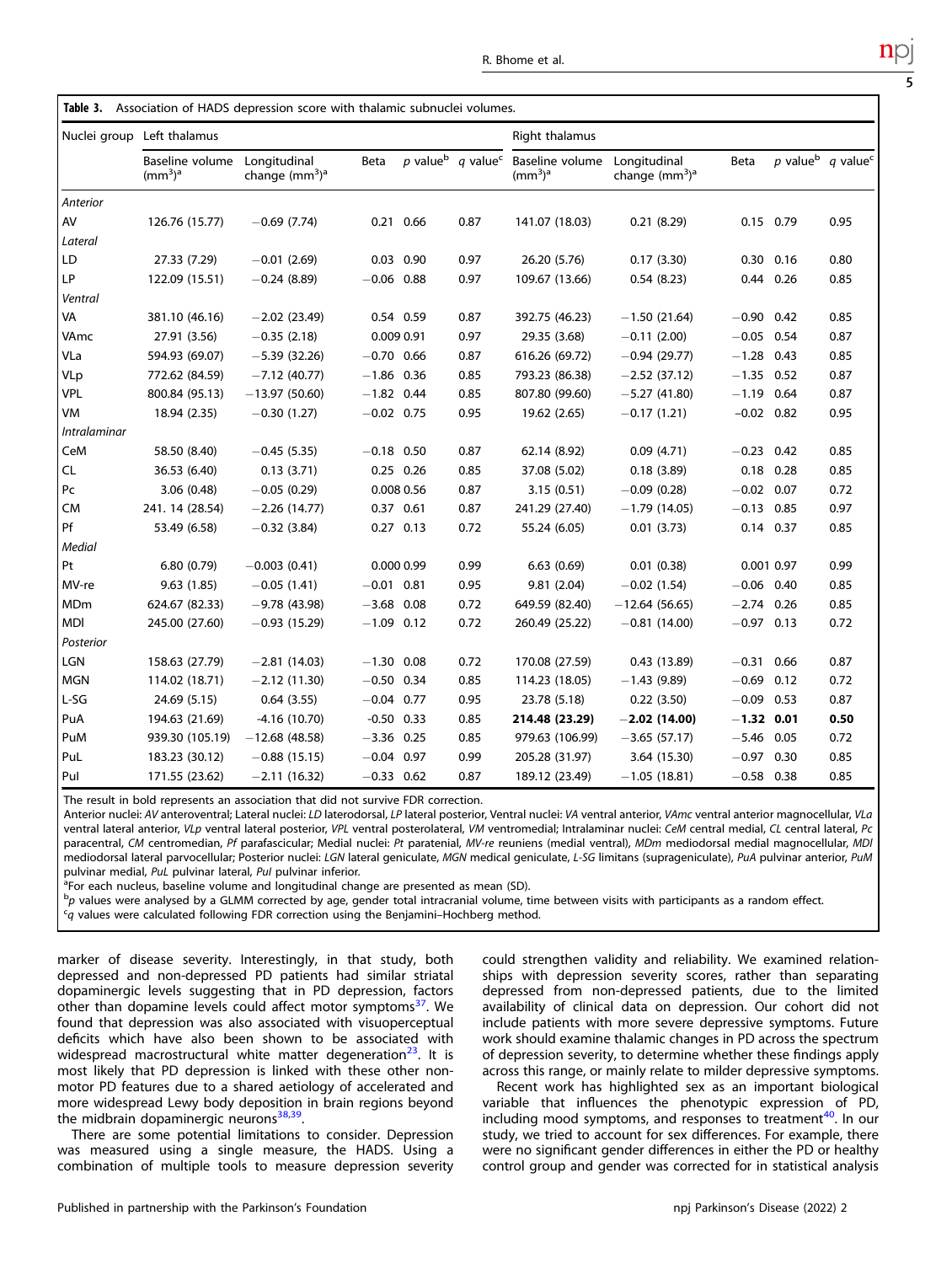**Table 3.** Association of HADS depression score with thalamic subnuclei volumes.

| Nuclei group | Left thalamus | | | | | Right thalamus | | | | |
|---|---|---|---|---|---|---|---|---|---|---|
| | Baseline volume (mm³)[a] | Longitudinal change (mm³)[a] | Beta | p value[b] | q value[c] | Baseline volume (mm³)[a] | Longitudinal change (mm³)[a] | Beta | p value[b] | q value[c] |
| *Anterior* | | | | | | | | | | |
| AV | 126.76 (15.77) | −0.69 (7.74) | 0.21 | 0.66 | 0.87 | 141.07 (18.03) | 0.21 (8.29) | 0.15 | 0.79 | 0.95 |
| *Lateral* | | | | | | | | | | |
| LD | 27.33 (7.29) | −0.01 (2.69) | 0.03 | 0.90 | 0.97 | 26.20 (5.76) | 0.17 (3.30) | 0.30 | 0.16 | 0.80 |
| LP | 122.09 (15.51) | −0.24 (8.89) | −0.06 | 0.88 | 0.97 | 109.67 (13.66) | 0.54 (8.23) | 0.44 | 0.26 | 0.85 |
| *Ventral* | | | | | | | | | | |
| VA | 381.10 (46.16) | −2.02 (23.49) | 0.54 | 0.59 | 0.87 | 392.75 (46.23) | −1.50 (21.64) | −0.90 | 0.42 | 0.85 |
| VAmc | 27.91 (3.56) | −0.35 (2.18) | 0.009 | 0.91 | 0.97 | 29.35 (3.68) | −0.11 (2.00) | −0.05 | 0.54 | 0.87 |
| VLa | 594.93 (69.07) | −5.39 (32.26) | −0.70 | 0.66 | 0.87 | 616.26 (69.72) | −0.94 (29.77) | −1.28 | 0.43 | 0.85 |
| VLp | 772.62 (84.59) | −7.12 (40.77) | −1.86 | 0.36 | 0.85 | 793.23 (86.38) | −2.52 (37.12) | −1.35 | 0.52 | 0.87 |
| VPL | 800.84 (95.13) | −13.97 (50.60) | −1.82 | 0.44 | 0.85 | 807.80 (99.60) | −5.27 (41.80) | −1.19 | 0.64 | 0.87 |
| VM | 18.94 (2.35) | −0.30 (1.27) | −0.02 | 0.75 | 0.95 | 19.62 (2.65) | −0.17 (1.21) | −0.02 | 0.82 | 0.95 |
| *Intralaminar* | | | | | | | | | | |
| CeM | 58.50 (8.40) | −0.45 (5.35) | −0.18 | 0.50 | 0.87 | 62.14 (8.92) | 0.09 (4.71) | −0.23 | 0.42 | 0.85 |
| CL | 36.53 (6.40) | 0.13 (3.71) | 0.25 | 0.26 | 0.85 | 37.08 (5.02) | 0.18 (3.89) | 0.18 | 0.28 | 0.85 |
| Pc | 3.06 (0.48) | −0.05 (0.29) | 0.008 | 0.56 | 0.87 | 3.15 (0.51) | −0.09 (0.28) | −0.02 | 0.07 | 0.72 |
| CM | 241. 14 (28.54) | −2.26 (14.77) | 0.37 | 0.61 | 0.87 | 241.29 (27.40) | −1.79 (14.05) | −0.13 | 0.85 | 0.97 |
| Pf | 53.49 (6.58) | −0.32 (3.84) | 0.27 | 0.13 | 0.72 | 55.24 (6.05) | 0.01 (3.73) | 0.14 | 0.37 | 0.85 |
| *Medial* | | | | | | | | | | |
| Pt | 6.80 (0.79) | −0.003 (0.41) | 0.000 | 0.99 | 0.99 | 6.63 (0.69) | 0.01 (0.38) | 0.001 | 0.97 | 0.99 |
| MV-re | 9.63 (1.85) | −0.05 (1.41) | −0.01 | 0.81 | 0.95 | 9.81 (2.04) | −0.02 (1.54) | −0.06 | 0.40 | 0.85 |
| MDm | 624.67 (82.33) | −9.78 (43.98) | −3.68 | 0.08 | 0.72 | 649.59 (82.40) | −12.64 (56.65) | −2.74 | 0.26 | 0.85 |
| MDl | 245.00 (27.60) | −0.93 (15.29) | −1.09 | 0.12 | 0.72 | 260.49 (25.22) | −0.81 (14.00) | −0.97 | 0.13 | 0.72 |
| *Posterior* | | | | | | | | | | |
| LGN | 158.63 (27.79) | −2.81 (14.03) | −1.30 | 0.08 | 0.72 | 170.08 (27.59) | 0.43 (13.89) | −0.31 | 0.66 | 0.87 |
| MGN | 114.02 (18.71) | −2.12 (11.30) | −0.50 | 0.34 | 0.85 | 114.23 (18.05) | −1.43 (9.89) | −0.69 | 0.12 | 0.72 |
| L-SG | 24.69 (5.15) | 0.64 (3.55) | −0.04 | 0.77 | 0.95 | 23.78 (5.18) | 0.22 (3.50) | −0.09 | 0.53 | 0.87 |
| PuA | 194.63 (21.69) | -4.16 (10.70) | -0.50 | 0.33 | 0.85 | **214.48 (23.29)** | **−2.02 (14.00)** | **−1.32** | **0.01** | **0.50** |
| PuM | 939.30 (105.19) | −12.68 (48.58) | −3.36 | 0.25 | 0.85 | 979.63 (106.99) | −3.65 (57.17) | −5.46 | 0.05 | 0.72 |
| PuL | 183.23 (30.12) | −0.88 (15.15) | −0.04 | 0.97 | 0.99 | 205.28 (31.97) | 3.64 (15.30) | −0.97 | 0.30 | 0.85 |
| PuI | 171.55 (23.62) | −2.11 (16.32) | −0.33 | 0.62 | 0.87 | 189.12 (23.49) | −1.05 (18.81) | −0.58 | 0.38 | 0.85 |

The result in bold represents an association that did not survive FDR correction.

Anterior nuclei: *AV* anteroventral; Lateral nuclei: *LD* laterodorsal, *LP* lateral posterior, Ventral nuclei: *VA* ventral anterior, *VAmc* ventral anterior magnocellular, *VLa* ventral lateral anterior, *VLp* ventral lateral posterior, *VPL* ventral posterolateral, *VM* ventromedial; Intralaminar nuclei: *CeM* central medial, *CL* central lateral, *Pc* paracentral, *CM* centromedian, *Pf* parafascicular; Medial nuclei: *Pt* paratenial, *MV-re* reuniens (medial ventral), *MDm* mediodorsal medial magnocellular, *MDl* mediodorsal lateral parvocellular; Posterior nuclei: *LGN* lateral geniculate, *MGN* medical geniculate, *L-SG* limitans (suprageniculate), *PuA* pulvinar anterior, *PuM* pulvinar medial, *PuL* pulvinar lateral, *PuI* pulvinar inferior.

[a]For each nucleus, baseline volume and longitudinal change are presented as mean (SD).

[b]*p* values were analysed by a GLMM corrected by age, gender total intracranial volume, time between visits with participants as a random effect.

[c]*q* values were calculated following FDR correction using the Benjamini–Hochberg method.

marker of disease severity. Interestingly, in that study, both depressed and non-depressed PD patients had similar striatal dopaminergic levels suggesting that in PD depression, factors other than dopamine levels could affect motor symptoms[37]. We found that depression was also associated with visuoperceptual deficits which have also been shown to be associated with widespread macrostructural white matter degeneration[23]. It is most likely that PD depression is linked with these other non-motor PD features due to a shared aetiology of accelerated and more widespread Lewy body deposition in brain regions beyond the midbrain dopaminergic neurons[38,39].

There are some potential limitations to consider. Depression was measured using a single measure, the HADS. Using a combination of multiple tools to measure depression severity could strengthen validity and reliability. We examined relationships with depression severity scores, rather than separating depressed from non-depressed patients, due to the limited availability of clinical data on depression. Our cohort did not include patients with more severe depressive symptoms. Future work should examine thalamic changes in PD across the spectrum of depression severity, to determine whether these findings apply across this range, or mainly relate to milder depressive symptoms.

Recent work has highlighted sex as an important biological variable that influences the phenotypic expression of PD, including mood symptoms, and responses to treatment[40]. In our study, we tried to account for sex differences. For example, there were no significant gender differences in either the PD or healthy control group and gender was corrected for in statistical analysis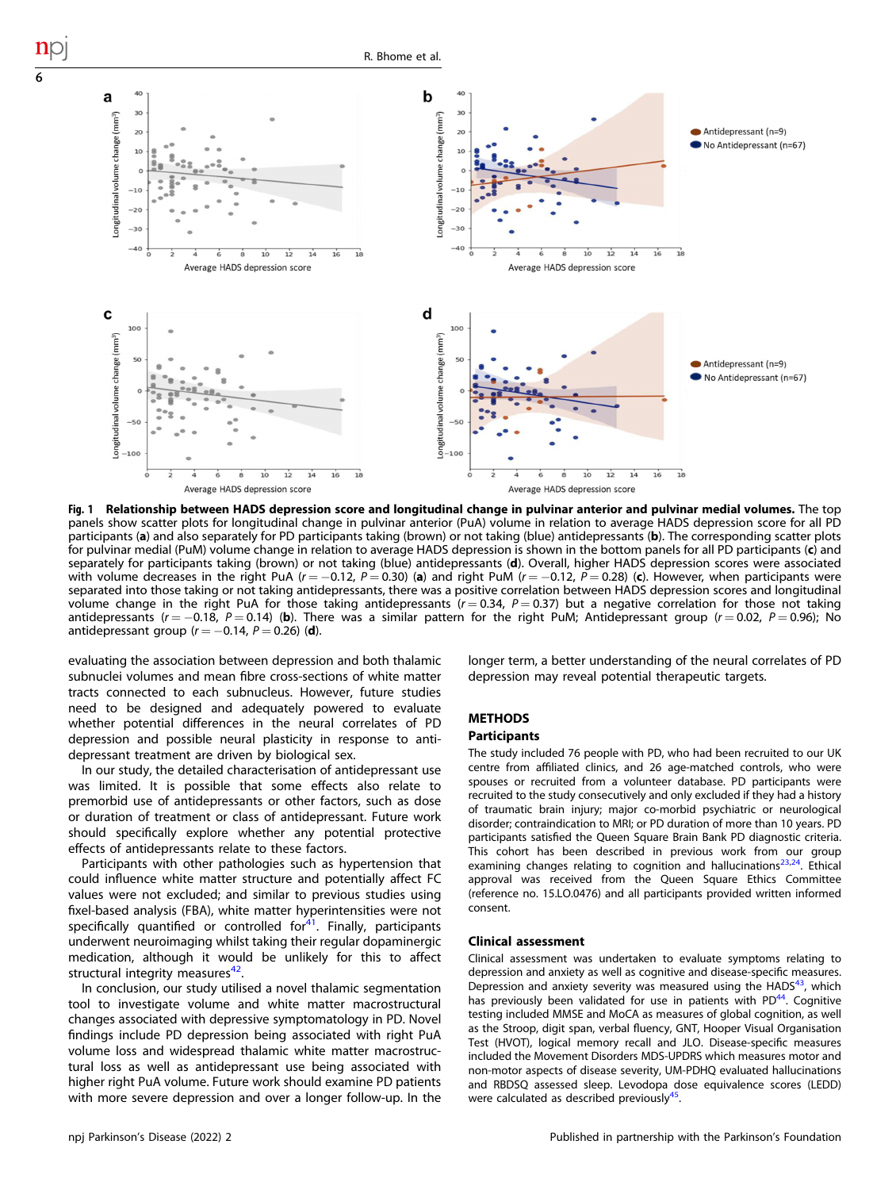**Fig. 1 Relationship between HADS depression score and longitudinal change in pulvinar anterior and pulvinar medial volumes.** The top panels show scatter plots for longitudinal change in pulvinar anterior (PuA) volume in relation to average HADS depression score for all PD participants (**a**) and also separately for PD participants taking (brown) or not taking (blue) antidepressants (**b**). The corresponding scatter plots for pulvinar medial (PuM) volume change in relation to average HADS depression is shown in the bottom panels for all PD participants (**c**) and separately for participants taking (brown) or not taking (blue) antidepressants (**d**). Overall, higher HADS depression scores were associated with volume decreases in the right PuA ($r = -0.12$, $P = 0.30$) (**a**) and right PuM ($r = -0.12$, $P = 0.28$) (**c**). However, when participants were separated into those taking or not taking antidepressants, there was a positive correlation between HADS depression scores and longitudinal volume change in the right PuA for those taking antidepressants ($r = 0.34$, $P = 0.37$) but a negative correlation for those not taking antidepressants ($r = -0.18$, $P = 0.14$) (**b**). There was a similar pattern for the right PuM; Antidepressant group ($r = 0.02$, $P = 0.96$); No antidepressant group ($r = -0.14$, $P = 0.26$) (**d**).

evaluating the association between depression and both thalamic subnuclei volumes and mean fibre cross-sections of white matter tracts connected to each subnucleus. However, future studies need to be designed and adequately powered to evaluate whether potential differences in the neural correlates of PD depression and possible neural plasticity in response to antidepressant treatment are driven by biological sex.

In our study, the detailed characterisation of antidepressant use was limited. It is possible that some effects also relate to premorbid use of antidepressants or other factors, such as dose or duration of treatment or class of antidepressant. Future work should specifically explore whether any potential protective effects of antidepressants relate to these factors.

Participants with other pathologies such as hypertension that could influence white matter structure and potentially affect FC values were not excluded; and similar to previous studies using fixel-based analysis (FBA), white matter hyperintensities were not specifically quantified or controlled for[41]. Finally, participants underwent neuroimaging whilst taking their regular dopaminergic medication, although it would be unlikely for this to affect structural integrity measures[42].

In conclusion, our study utilised a novel thalamic segmentation tool to investigate volume and white matter macrostructural changes associated with depressive symptomatology in PD. Novel findings include PD depression being associated with right PuA volume loss and widespread thalamic white matter macrostructural loss as well as antidepressant use being associated with higher right PuA volume. Future work should examine PD patients with more severe depression and over a longer follow-up. In the longer term, a better understanding of the neural correlates of PD depression may reveal potential therapeutic targets.

## METHODS

### Participants

The study included 76 people with PD, who had been recruited to our UK centre from affiliated clinics, and 26 age-matched controls, who were spouses or recruited from a volunteer database. PD participants were recruited to the study consecutively and only excluded if they had a history of traumatic brain injury; major co-morbid psychiatric or neurological disorder; contraindication to MRI; or PD duration of more than 10 years. PD participants satisfied the Queen Square Brain Bank PD diagnostic criteria. This cohort has been described in previous work from our group examining changes relating to cognition and hallucinations[23,24]. Ethical approval was received from the Queen Square Ethics Committee (reference no. 15.LO.0476) and all participants provided written informed consent.

### Clinical assessment

Clinical assessment was undertaken to evaluate symptoms relating to depression and anxiety as well as cognitive and disease-specific measures. Depression and anxiety severity was measured using the HADS[43], which has previously been validated for use in patients with PD[44]. Cognitive testing included MMSE and MoCA as measures of global cognition, as well as the Stroop, digit span, verbal fluency, GNT, Hooper Visual Organisation Test (HVOT), logical memory recall and JLO. Disease-specific measures included the Movement Disorders MDS-UPDRS which measures motor and non-motor aspects of disease severity, UM-PDHQ evaluated hallucinations and RBDSQ assessed sleep. Levodopa dose equivalence scores (LEDD) were calculated as described previously[45].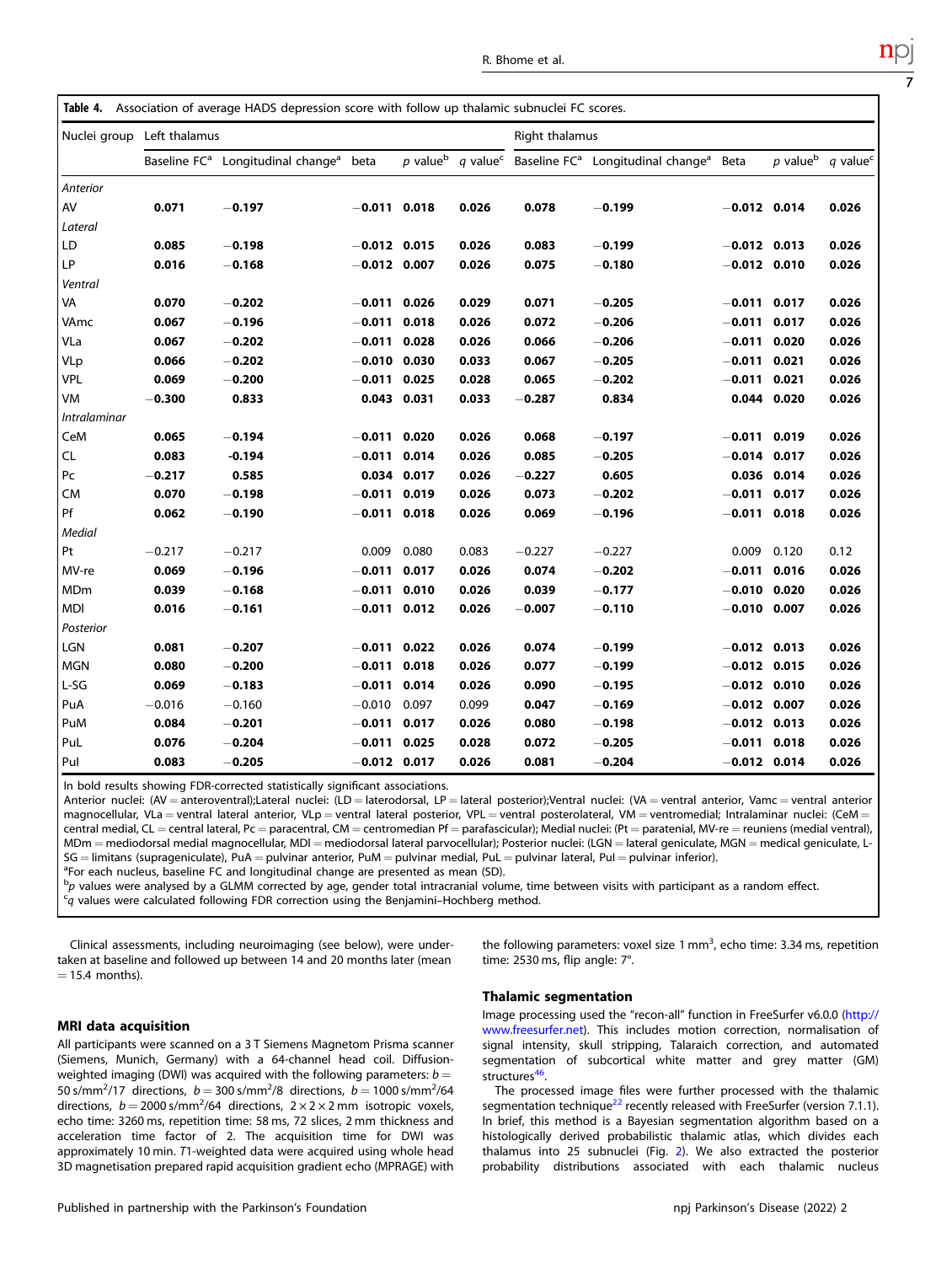**Table 4.** Association of average HADS depression score with follow up thalamic subnuclei FC scores.

| Nuclei group | Left thalamus | | | | | Right thalamus | | | | |
|---|---|---|---|---|---|---|---|---|---|---|
| | Baseline FC[a] | Longitudinal change[a] | beta | p value[b] | q value[c] | Baseline FC[a] | Longitudinal change[a] | Beta | p value[b] | q value[c] |
| *Anterior* | | | | | | | | | | |
| AV | **0.071** | **−0.197** | **−0.011** | **0.018** | **0.026** | **0.078** | **−0.199** | **−0.012** | **0.014** | **0.026** |
| *Lateral* | | | | | | | | | | |
| LD | **0.085** | **−0.198** | **−0.012** | **0.015** | **0.026** | **0.083** | **−0.199** | **−0.012** | **0.013** | **0.026** |
| LP | **0.016** | **−0.168** | **−0.012** | **0.007** | **0.026** | **0.075** | **−0.180** | **−0.012** | **0.010** | **0.026** |
| *Ventral* | | | | | | | | | | |
| VA | **0.070** | **−0.202** | **−0.011** | **0.026** | **0.029** | **0.071** | **−0.205** | **−0.011** | **0.017** | **0.026** |
| VAmc | **0.067** | **−0.196** | **−0.011** | **0.018** | **0.026** | **0.072** | **−0.206** | **−0.011** | **0.017** | **0.026** |
| VLa | **0.067** | **−0.202** | **−0.011** | **0.028** | **0.026** | **0.066** | **−0.206** | **−0.011** | **0.020** | **0.026** |
| VLp | **0.066** | **−0.202** | **−0.010** | **0.030** | **0.033** | **0.067** | **−0.205** | **−0.011** | **0.021** | **0.026** |
| VPL | **0.069** | **−0.200** | **−0.011** | **0.025** | **0.028** | **0.065** | **−0.202** | **−0.011** | **0.021** | **0.026** |
| VM | **−0.300** | **0.833** | **0.043** | **0.031** | **0.033** | **−0.287** | **0.834** | **0.044** | **0.020** | **0.026** |
| *Intralaminar* | | | | | | | | | | |
| CeM | **0.065** | **−0.194** | **−0.011** | **0.020** | **0.026** | **0.068** | **−0.197** | **−0.011** | **0.019** | **0.026** |
| CL | **0.083** | **-0.194** | **−0.011** | **0.014** | **0.026** | **0.085** | **−0.205** | **−0.014** | **0.017** | **0.026** |
| Pc | **−0.217** | **0.585** | **0.034** | **0.017** | **0.026** | **−0.227** | **0.605** | **0.036** | **0.014** | **0.026** |
| CM | **0.070** | **−0.198** | **−0.011** | **0.019** | **0.026** | **0.073** | **−0.202** | **−0.011** | **0.017** | **0.026** |
| Pf | **0.062** | **−0.190** | **−0.011** | **0.018** | **0.026** | **0.069** | **−0.196** | **−0.011** | **0.018** | **0.026** |
| *Medial* | | | | | | | | | | |
| Pt | −0.217 | −0.217 | 0.009 | 0.080 | 0.083 | −0.227 | −0.227 | 0.009 | 0.120 | 0.12 |
| MV-re | **0.069** | **−0.196** | **−0.011** | **0.017** | **0.026** | **0.074** | **−0.202** | **−0.011** | **0.016** | **0.026** |
| MDm | **0.039** | **−0.168** | **−0.011** | **0.010** | **0.026** | **0.039** | **−0.177** | **−0.010** | **0.020** | **0.026** |
| MDl | **0.016** | **−0.161** | **−0.011** | **0.012** | **0.026** | **−0.007** | **−0.110** | **−0.010** | **0.007** | **0.026** |
| *Posterior* | | | | | | | | | | |
| LGN | **0.081** | **−0.207** | **−0.011** | **0.022** | **0.026** | **0.074** | **−0.199** | **−0.012** | **0.013** | **0.026** |
| MGN | **0.080** | **−0.200** | **−0.011** | **0.018** | **0.026** | **0.077** | **−0.199** | **−0.012** | **0.015** | **0.026** |
| L-SG | **0.069** | **−0.183** | **−0.011** | **0.014** | **0.026** | **0.090** | **−0.195** | **−0.012** | **0.010** | **0.026** |
| PuA | −0.016 | −0.160 | −0.010 | 0.097 | 0.099 | **0.047** | **−0.169** | **−0.012** | **0.007** | **0.026** |
| PuM | **0.084** | **−0.201** | **−0.011** | **0.017** | **0.026** | **0.080** | **−0.198** | **−0.012** | **0.013** | **0.026** |
| PuL | **0.076** | **−0.204** | **−0.011** | **0.025** | **0.028** | **0.072** | **−0.205** | **−0.011** | **0.018** | **0.026** |
| PuI | **0.083** | **−0.205** | **−0.012** | **0.017** | **0.026** | **0.081** | **−0.204** | **−0.012** | **0.014** | **0.026** |

In bold results showing FDR-corrected statistically significant associations.

Anterior nuclei: (AV = anteroventral);Lateral nuclei: (LD = laterodorsal, LP = lateral posterior);Ventral nuclei: (VA = ventral anterior, Vamc = ventral anterior magnocellular, VLa = ventral lateral anterior, VLp = ventral lateral posterior, VPL = ventral posterolateral, VM = ventromedial; Intralaminar nuclei: (CeM = central medial, CL = central lateral, Pc = paracentral, CM = centromedian Pf = parafascicular); Medial nuclei: (Pt = paratenial, MV-re = reuniens (medial ventral), MDm = mediodorsal medial magnocellular, MDl = mediodorsal lateral parvocellular); Posterior nuclei: (LGN = lateral geniculate, MGN = medical geniculate, L-SG = limitans (suprageniculate), PuA = pulvinar anterior, PuM = pulvinar medial, PuL = pulvinar lateral, PuI = pulvinar inferior).

[a]For each nucleus, baseline FC and longitudinal change are presented as mean (SD).

[b]*p* values were analysed by a GLMM corrected by age, gender total intracranial volume, time between visits with participant as a random effect.

[c]*q* values were calculated following FDR correction using the Benjamini–Hochberg method.

Clinical assessments, including neuroimaging (see below), were undertaken at baseline and followed up between 14 and 20 months later (mean = 15.4 months).

### MRI data acquisition

All participants were scanned on a 3 T Siemens Magnetom Prisma scanner (Siemens, Munich, Germany) with a 64-channel head coil. Diffusion-weighted imaging (DWI) was acquired with the following parameters: $b = 50\ \text{s/mm}^2/17$ directions, $b = 300\ \text{s/mm}^2/8$ directions, $b = 1000\ \text{s/mm}^2/64$ directions, $b = 2000\ \text{s/mm}^2/64$ directions, $2 \times 2 \times 2$ mm isotropic voxels, echo time: 3260 ms, repetition time: 58 ms, 72 slices, 2 mm thickness and acceleration time factor of 2. The acquisition time for DWI was approximately 10 min. *T*1-weighted data were acquired using whole head 3D magnetisation prepared rapid acquisition gradient echo (MPRAGE) with the following parameters: voxel size 1 $\text{mm}^3$, echo time: 3.34 ms, repetition time: 2530 ms, flip angle: 7°.

### Thalamic segmentation

Image processing used the "recon-all" function in FreeSurfer v6.0.0 (http://www.freesurfer.net). This includes motion correction, normalisation of signal intensity, skull stripping, Talaraich correction, and automated segmentation of subcortical white matter and grey matter (GM) structures[46].

The processed image files were further processed with the thalamic segmentation technique[22] recently released with FreeSurfer (version 7.1.1). In brief, this method is a Bayesian segmentation algorithm based on a histologically derived probabilistic thalamic atlas, which divides each thalamus into 25 subnuclei (Fig. 2). We also extracted the posterior probability distributions associated with each thalamic nucleus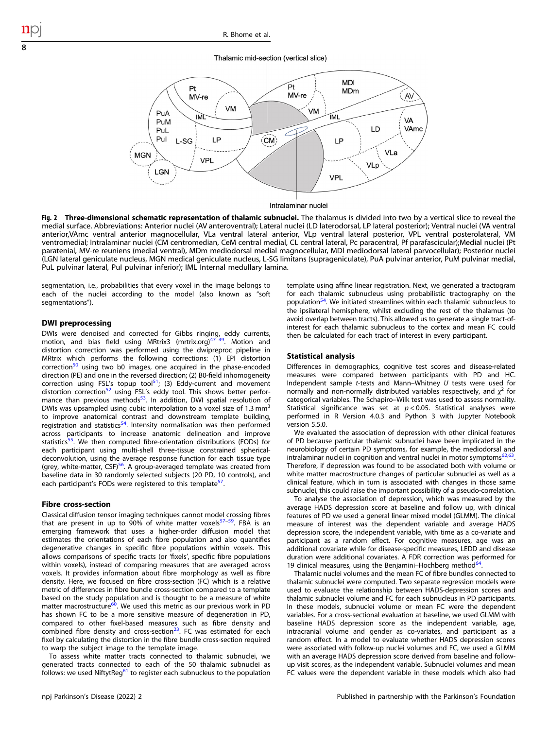Thalamic mid-section (vertical slice)

Intralaminar nuclei

**Fig. 2 Three-dimensional schematic representation of thalamic subnuclei.** The thalamus is divided into two by a vertical slice to reveal the medial surface. Abbreviations: Anterior nuclei (AV anteroventral); Lateral nuclei (LD laterodorsal, LP lateral posterior); Ventral nuclei (VA ventral anterior,VAmc ventral anterior magnocellular, VLa ventral lateral anterior, VLp ventral lateral posterior, VPL ventral posterolateral, VM ventromedial; Intralaminar nuclei (CM centromedian, CeM central medial, CL central lateral, Pc paracentral, Pf parafascicular);Medial nuclei (Pt paratenial, MV-re reuniens (medial ventral), MDm mediodorsal medial magnocellular, MDl mediodorsal lateral parvocellular); Posterior nuclei (LGN lateral geniculate nucleus, MGN medical geniculate nucleus, L-SG limitans (suprageniculate), PuA pulvinar anterior, PuM pulvinar medial, PuL pulvinar lateral, PuI pulvinar inferior); IML Internal medullary lamina.

segmentation, i.e., probabilities that every voxel in the image belongs to each of the nuclei according to the model (also known as "soft segmentations").

### DWI preprocessing

DWIs were denoised and corrected for Gibbs ringing, eddy currents, motion, and bias field using MRtrix3 (mrtrix.org)[47–49]. Motion and distortion correction was performed using the dwipreproc pipeline in MRtrix which performs the following corrections: (1) EPI distortion correction[50] using two b0 images, one acquired in the phase-encoded direction (PE) and one in the reversed direction; (2) B0-field inhomogeneity correction using FSL's topup tool[51]; (3) Eddy-current and movement distortion correction[52] using FSL's eddy tool. This shows better performance than previous methods[53]. In addition, DWI spatial resolution of DWIs was upsampled using cubic interpolation to a voxel size of 1.3 $mm^3$ to improve anatomical contrast and downstream template building, registration and statistics[54]. Intensity normalisation was then performed across participants to increase anatomic delineation and improve statistics[55]. We then computed fibre-orientation distributions (FODs) for each participant using multi-shell three-tissue constrained spherical-deconvolution, using the average response function for each tissue type (grey, white-matter, CSF)[56]. A group-averaged template was created from baseline data in 30 randomly selected subjects (20 PD, 10 controls), and each participant's FODs were registered to this template[57].

### Fibre cross-section

Classical diffusion tensor imaging techniques cannot model crossing fibres that are present in up to 90% of white matter voxels[57–59]. FBA is an emerging framework that uses a higher-order diffusion model that estimates the orientations of each fibre population and also quantifies degenerative changes in specific fibre populations within voxels. This allows comparisons of specific tracts (or 'fixels', specific fibre populations within voxels), instead of comparing measures that are averaged across voxels. It provides information about fibre morphology as well as fibre density. Here, we focused on fibre cross-section (FC) which is a relative metric of differences in fibre bundle cross-section compared to a template based on the study population and is thought to be a measure of white matter macrostructure[60]. We used this metric as our previous work in PD has shown FC to be a more sensitive measure of degeneration in PD, compared to other fixel-based measures such as fibre density and combined fibre density and cross-section[23]. FC was estimated for each fixel by calculating the distortion in the fibre bundle cross-section required to warp the subject image to the template image.

To assess white matter tracts connected to thalamic subnuclei, we generated tracts connected to each of the 50 thalamic subnuclei as follows: we used NiftytReg[61] to register each subnucleus to the population template using affine linear registration. Next, we generated a tractogram for each thalamic subnucleus using probabilistic tractography on the population[54]. We initiated streamlines within each thalamic subnucleus to the ipsilateral hemisphere, whilst excluding the rest of the thalamus (to avoid overlap between tracts). This allowed us to generate a single tract-of-interest for each thalamic subnucleus to the cortex and mean FC could then be calculated for each tract of interest in every participant.

### Statistical analysis

Differences in demographics, cognitive test scores and disease-related measures were compared between participants with PD and HC. Independent sample *t*-tests and Mann–Whitney *U* tests were used for normally and non-normally distributed variables respectively, and $\chi^2$ for categorical variables. The Schapiro–Wilk test was used to assess normality. Statistical significance was set at $p < 0.05$. Statistical analyses were performed in R Version 4.0.3 and Python 3 with Jupyter Notebook version 5.5.0.

We evaluated the association of depression with other clinical features of PD because particular thalamic subnuclei have been implicated in the neurobiology of certain PD symptoms, for example, the mediodorsal and intralaminar nuclei in cognition and ventral nuclei in motor symptoms[62,63]. Therefore, if depression was found to be associated both with volume or white matter macrostructure changes of particular subnuclei as well as a clinical feature, which in turn is associated with changes in those same subnuclei, this could raise the important possibility of a pseudo-correlation.

To analyse the association of depression, which was measured by the average HADS depression score at baseline and follow up, with clinical features of PD we used a general linear mixed model (GLMM). The clinical measure of interest was the dependent variable and average HADS depression score, the independent variable, with time as a co-variate and participant as a random effect. For cognitive measures, age was an additional covariate while for disease-specific measures, LEDD and disease duration were additional covariates. A FDR correction was performed for 19 clinical measures, using the Benjamini–Hochberg method[64].

Thalamic nuclei volumes and the mean FC of fibre bundles connected to thalamic subnuclei were computed. Two separate regression models were used to evaluate the relationship between HADS-depression scores and thalamic subnuclei volume and FC for each subnucleus in PD participants. In these models, subnuclei volume or mean FC were the dependent variables. For a cross-sectional evaluation at baseline, we used GLMM with baseline HADS depression score as the independent variable, age, intracranial volume and gender as co-variates, and participant as a random effect. In a model to evaluate whether HADS depression scores were associated with follow-up nuclei volumes and FC, we used a GLMM with an average HADS depression score derived from baseline and follow-up visit scores, as the independent variable. Subnuclei volumes and mean FC values were the dependent variable in these models which also had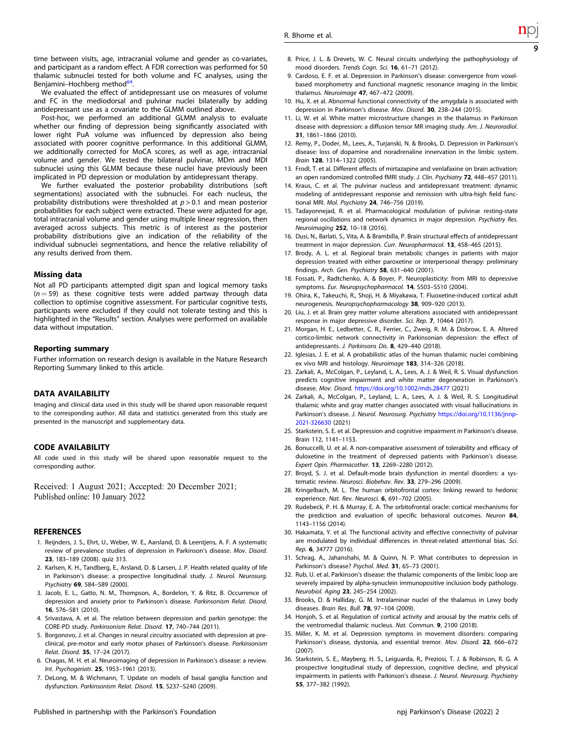time between visits, age, intracranial volume and gender as co-variates, and participant as a random effect. A FDR correction was performed for 50 thalamic subnuclei tested for both volume and FC analyses, using the Benjamini–Hochberg method[64].

We evaluated the effect of antidepressant use on measures of volume and FC in the mediodorsal and pulvinar nuclei bilaterally by adding antidepressant use as a covariate to the GLMM outlined above.

Post-hoc, we performed an additional GLMM analysis to evaluate whether our finding of depression being significantly associated with lower right PuA volume was influenced by depression also being associated with poorer cognitive performance. In this additional GLMM, we additionally corrected for MoCA scores, as well as age, intracranial volume and gender. We tested the bilateral pulvinar, MDm and MDl subnuclei using this GLMM because these nuclei have previously been implicated in PD depression or modulation by antidepressant therapy.

We further evaluated the posterior probability distributions (soft segmentations) associated with the subnuclei. For each nucleus, the probability distributions were thresholded at $p > 0.1$ and mean posterior probabilities for each subject were extracted. These were adjusted for age, total intracranial volume and gender using multiple linear regression, then averaged across subjects. This metric is of interest as the posterior probability distributions give an indication of the reliability of the individual subnuclei segmentations, and hence the relative reliability of any results derived from them.

### Missing data

Not all PD participants attempted digit span and logical memory tasks ($n = 59$) as these cognitive tests were added partway through data collection to optimise cognitive assessment. For particular cognitive tests, participants were excluded if they could not tolerate testing and this is highlighted in the "Results" section. Analyses were performed on available data without imputation.

### Reporting summary

Further information on research design is available in the Nature Research Reporting Summary linked to this article.

## DATA AVAILABILITY

Imaging and clinical data used in this study will be shared upon reasonable request to the corresponding author. All data and statistics generated from this study are presented in the manuscript and supplementary data.

## CODE AVAILABILITY

All code used in this study will be shared upon reasonable request to the corresponding author.

Received: 1 August 2021; Accepted: 20 December 2021;
Published online: 10 January 2022

## REFERENCES

1. Reijnders, J. S., Ehrt, U., Weber, W. E., Aarsland, D. & Leentjens, A. F. A systematic review of prevalence studies of depression in Parkinson's disease. *Mov. Disord.* **23**, 183–189 (2008). quiz 313.
2. Karlsen, K. H., Tandberg, E., Arsland, D. & Larsen, J. P. Health related quality of life in Parkinson's disease: a prospective longitudinal study. *J. Neurol. Neurosurg. Psychiatry* **69**, 584–589 (2000).
3. Jacob, E. L., Gatto, N. M., Thompson, A., Bordelon, Y. & Ritz, B. Occurrence of depression and anxiety prior to Parkinson's disease. *Parkinsonism Relat. Disord.* **16**, 576–581 (2010).
4. Srivastava, A. et al. The relation between depression and parkin genotype: the CORE-PD study. *Parkinsonism Relat. Disord.* **17**, 740–744 (2011).
5. Borgonovo, J. et al. Changes in neural circuitry associated with depression at preclinical, pre-motor and early motor phases of Parkinson's disease. *Parkinsonism Relat. Disord.* **35**, 17–24 (2017).
6. Chagas, M. H. et al. Neuroimaging of depression in Parkinson's disease: a review. *Int. Psychogeriatr.* **25**, 1953–1961 (2013).
7. DeLong, M. & Wichmann, T. Update on models of basal ganglia function and dysfunction. *Parkinsonism Relat. Disord.* **15**, S237–S240 (2009).
8. Price, J. L. & Drevets, W. C. Neural circuits underlying the pathophysiology of mood disorders. *Trends Cogn. Sci.* **16**, 61–71 (2012).
9. Cardoso, E. F. et al. Depression in Parkinson's disease: convergence from voxel-based morphometry and functional magnetic resonance imaging in the limbic thalamus. *Neuroimage* **47**, 467–472 (2009).
10. Hu, X. et al. Abnormal functional connectivity of the amygdala is associated with depression in Parkinson's disease. *Mov. Disord.* **30**, 238–244 (2015).
11. Li, W. et al. White matter microstructure changes in the thalamus in Parkinson disease with depression: a diffusion tensor MR imaging study. *Am. J. Neuroradiol.* **31**, 1861–1866 (2010).
12. Remy, P., Doder, M., Lees, A., Turjanski, N. & Brooks, D. Depression in Parkinson's disease: loss of dopamine and noradrenaline innervation in the limbic system. *Brain* **128**, 1314–1322 (2005).
13. Frodl, T. et al. Different effects of mirtazapine and venlafaxine on brain activation: an open randomized controlled fMRI study. *J. Clin. Psychiatry* **72**, 448–457 (2011).
14. Kraus, C. et al. The pulvinar nucleus and antidepressant treatment: dynamic modeling of antidepressant response and remission with ultra-high field functional MRI. *Mol. Psychiatry* **24**, 746–756 (2019).
15. Tadayonnejad, R. et al. Pharmacological modulation of pulvinar resting-state regional oscillations and network dynamics in major depression. *Psychiatry Res. Neuroimaging* **252**, 10–18 (2016).
16. Dusi, N., Barlati, S., Vita, A. & Brambilla, P. Brain structural effects of antidepressant treatment in major depression. *Curr. Neuropharmacol.* **13**, 458–465 (2015).
17. Brody, A. L. et al. Regional brain metabolic changes in patients with major depression treated with either paroxetine or interpersonal therapy: preliminary findings. *Arch. Gen. Psychiatry* **58**, 631–640 (2001).
18. Fossati, P., Radtchenko, A. & Boyer, P. Neuroplasticity: from MRI to depressive symptoms. *Eur. Neuropsychopharmacol.* **14**, S503–S510 (2004).
19. Ohira, K., Takeuchi, R., Shoji, H. & Miyakawa, T. Fluoxetine-induced cortical adult neurogenesis. *Neuropsychopharmacology* **38**, 909–920 (2013).
20. Liu, J. et al. Brain grey matter volume alterations associated with antidepressant response in major depressive disorder. *Sci. Rep.* **7**, 10464 (2017).
21. Morgan, H. E., Ledbetter, C. R., Ferrier, C., Zweig, R. M. & Disbrow, E. A. Altered cortico-limbic network connectivity in Parkinsonian depression: the effect of antidepressants. *J. Parkinsons Dis.* **8**, 429–440 (2018).
22. Iglesias, J. E. et al. A probabilistic atlas of the human thalamic nuclei combining ex vivo MRI and histology. *Neuroimage* **183**, 314–326 (2018).
23. Zarkali, A., McColgan, P., Leyland, L. A., Lees, A. J. & Weil, R. S. Visual dysfunction predicts cognitive impairment and white matter degeneration in Parkinson's disease. *Mov. Disord.* https://doi.org/10.1002/mds.28477 (2021)
24. Zarkali, A., McColgan, P., Leyland, L. A., Lees, A. J. & Weil, R. S. Longitudinal thalamic white and gray matter changes associated with visual hallucinations in Parkinson's disease. *J. Neurol. Neurosurg. Psychiatry* https://doi.org/10.1136/jnnp-2021-326630 (2021)
25. Starkstein, S. E. et al. Depression and cognitive impairment in Parkinson's disease. Brain 112, 1141–1153.
26. Bonuccelli, U. et al. A non-comparative assessment of tolerability and efficacy of duloxetine in the treatment of depressed patients with Parkinson's disease. *Expert Opin. Pharmacother.* **13**, 2269–2280 (2012).
27. Broyd, S. J. et al. Default-mode brain dysfunction in mental disorders: a systematic review. *Neurosci. Biobehav. Rev.* **33**, 279–296 (2009).
28. Kringelbach, M. L. The human orbitofrontal cortex: linking reward to hedonic experience. *Nat. Rev. Neurosci.* **6**, 691–702 (2005).
29. Rudebeck, P. H. & Murray, E. A. The orbitofrontal oracle: cortical mechanisms for the prediction and evaluation of specific behavioral outcomes. *Neuron* **84**, 1143–1156 (2014).
30. Hakamata, Y. et al. The functional activity and effective connectivity of pulvinar are modulated by individual differences in threat-related attentional bias. *Sci. Rep.* **6**, 34777 (2016).
31. Schrag, A., Jahanshahi, M. & Quinn, N. P. What contributes to depression in Parkinson's disease? *Psychol. Med.* **31**, 65–73 (2001).
32. Rub, U. et al. Parkinson's disease: the thalamic components of the limbic loop are severely impaired by alpha-synuclein immunopositive inclusion body pathology. *Neurobiol. Aging* **23**, 245–254 (2002).
33. Brooks, D. & Halliday, G. M. Intralaminar nuclei of the thalamus in Lewy body diseases. *Brain Res. Bull.* **78**, 97–104 (2009).
34. Honjoh, S. et al. Regulation of cortical activity and arousal by the matrix cells of the ventromedial thalamic nucleus. *Nat. Commun.* **9**, 2100 (2018).
35. Miller, K. M. et al. Depression symptoms in movement disorders: comparing Parkinson's disease, dystonia, and essential tremor. *Mov. Disord.* **22**, 666–672 (2007).
36. Starkstein, S. E., Mayberg, H. S., Leiguarda, R., Preziosi, T. J. & Robinson, R. G. A prospective longitudinal study of depression, cognitive decline, and physical impairments in patients with Parkinson's disease. *J. Neurol. Neurosurg. Psychiatry* **55**, 377–382 (1992).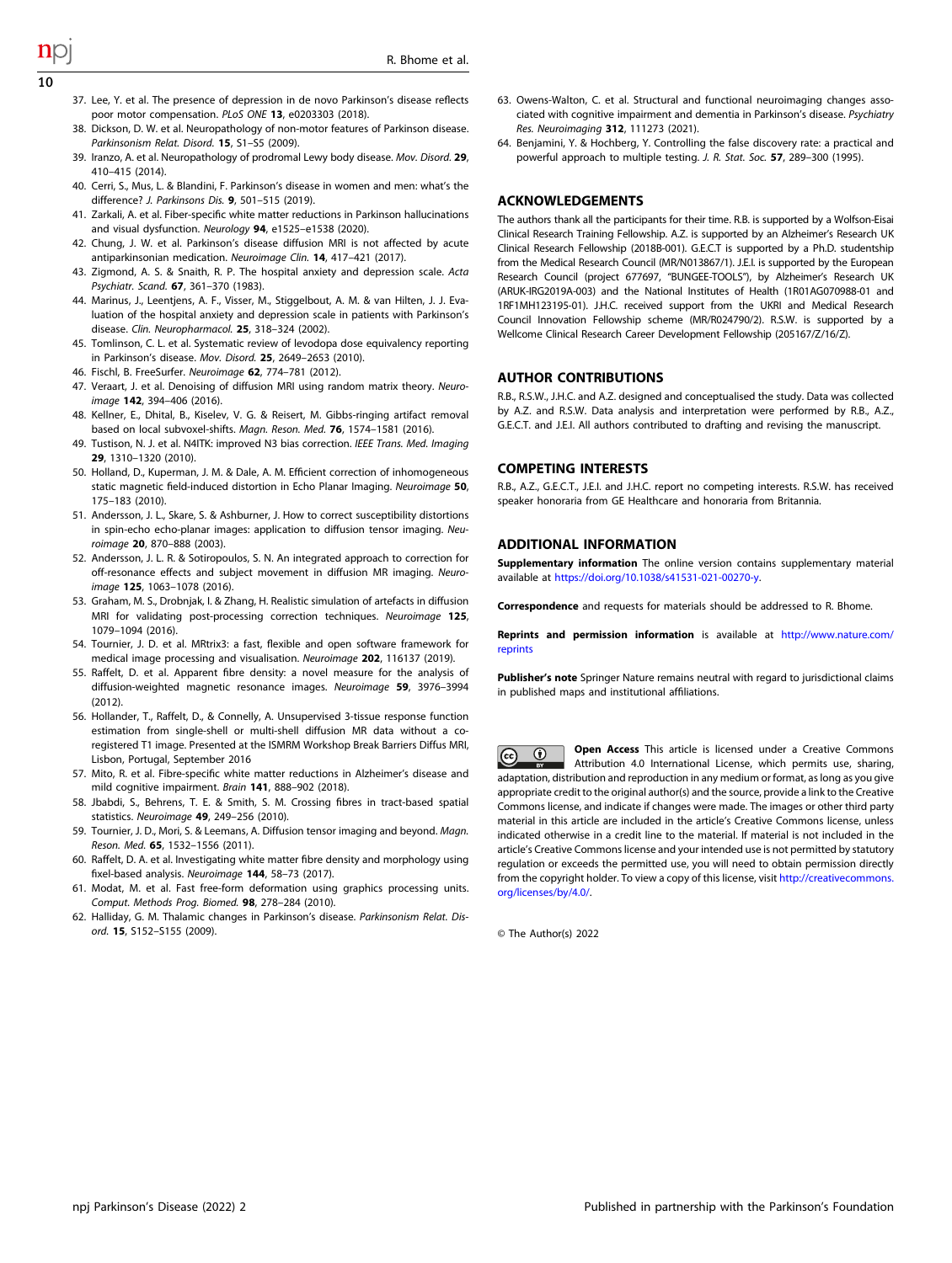37. Lee, Y. et al. The presence of depression in de novo Parkinson's disease reflects poor motor compensation. *PLoS ONE* **13**, e0203303 (2018).
38. Dickson, D. W. et al. Neuropathology of non-motor features of Parkinson disease. *Parkinsonism Relat. Disord.* **15**, S1–S5 (2009).
39. Iranzo, A. et al. Neuropathology of prodromal Lewy body disease. *Mov. Disord.* **29**, 410–415 (2014).
40. Cerri, S., Mus, L. & Blandini, F. Parkinson's disease in women and men: what's the difference? *J. Parkinsons Dis.* **9**, 501–515 (2019).
41. Zarkali, A. et al. Fiber-specific white matter reductions in Parkinson hallucinations and visual dysfunction. *Neurology* **94**, e1525–e1538 (2020).
42. Chung, J. W. et al. Parkinson's disease diffusion MRI is not affected by acute antiparkinsonian medication. *Neuroimage Clin.* **14**, 417–421 (2017).
43. Zigmond, A. S. & Snaith, R. P. The hospital anxiety and depression scale. *Acta Psychiatr. Scand.* **67**, 361–370 (1983).
44. Marinus, J., Leentjens, A. F., Visser, M., Stiggelbout, A. M. & van Hilten, J. J. Evaluation of the hospital anxiety and depression scale in patients with Parkinson's disease. *Clin. Neuropharmacol.* **25**, 318–324 (2002).
45. Tomlinson, C. L. et al. Systematic review of levodopa dose equivalency reporting in Parkinson's disease. *Mov. Disord.* **25**, 2649–2653 (2010).
46. Fischl, B. FreeSurfer. *Neuroimage* **62**, 774–781 (2012).
47. Veraart, J. et al. Denoising of diffusion MRI using random matrix theory. *Neuroimage* **142**, 394–406 (2016).
48. Kellner, E., Dhital, B., Kiselev, V. G. & Reisert, M. Gibbs-ringing artifact removal based on local subvoxel-shifts. *Magn. Reson. Med.* **76**, 1574–1581 (2016).
49. Tustison, N. J. et al. N4ITK: improved N3 bias correction. *IEEE Trans. Med. Imaging* **29**, 1310–1320 (2010).
50. Holland, D., Kuperman, J. M. & Dale, A. M. Efficient correction of inhomogeneous static magnetic field-induced distortion in Echo Planar Imaging. *Neuroimage* **50**, 175–183 (2010).
51. Andersson, J. L., Skare, S. & Ashburner, J. How to correct susceptibility distortions in spin-echo echo-planar images: application to diffusion tensor imaging. *Neuroimage* **20**, 870–888 (2003).
52. Andersson, J. L. R. & Sotiropoulos, S. N. An integrated approach to correction for off-resonance effects and subject movement in diffusion MR imaging. *Neuroimage* **125**, 1063–1078 (2016).
53. Graham, M. S., Drobnjak, I. & Zhang, H. Realistic simulation of artefacts in diffusion MRI for validating post-processing correction techniques. *Neuroimage* **125**, 1079–1094 (2016).
54. Tournier, J. D. et al. MRtrix3: a fast, flexible and open software framework for medical image processing and visualisation. *Neuroimage* **202**, 116137 (2019).
55. Raffelt, D. et al. Apparent fibre density: a novel measure for the analysis of diffusion-weighted magnetic resonance images. *Neuroimage* **59**, 3976–3994 (2012).
56. Hollander, T., Raffelt, D., & Connelly, A. Unsupervised 3-tissue response function estimation from single-shell or multi-shell diffusion MR data without a co-registered T1 image. Presented at the ISMRM Workshop Break Barriers Diffus MRI, Lisbon, Portugal, September 2016
57. Mito, R. et al. Fibre-specific white matter reductions in Alzheimer's disease and mild cognitive impairment. *Brain* **141**, 888–902 (2018).
58. Jbabdi, S., Behrens, T. E. & Smith, S. M. Crossing fibres in tract-based spatial statistics. *Neuroimage* **49**, 249–256 (2010).
59. Tournier, J. D., Mori, S. & Leemans, A. Diffusion tensor imaging and beyond. *Magn. Reson. Med.* **65**, 1532–1556 (2011).
60. Raffelt, D. A. et al. Investigating white matter fibre density and morphology using fixel-based analysis. *Neuroimage* **144**, 58–73 (2017).
61. Modat, M. et al. Fast free-form deformation using graphics processing units. *Comput. Methods Prog. Biomed.* **98**, 278–284 (2010).
62. Halliday, G. M. Thalamic changes in Parkinson's disease. *Parkinsonism Relat. Disord.* **15**, S152–S155 (2009).
63. Owens-Walton, C. et al. Structural and functional neuroimaging changes associated with cognitive impairment and dementia in Parkinson's disease. *Psychiatry Res. Neuroimaging* **312**, 111273 (2021).
64. Benjamini, Y. & Hochberg, Y. Controlling the false discovery rate: a practical and powerful approach to multiple testing. *J. R. Stat. Soc.* **57**, 289–300 (1995).

## ACKNOWLEDGEMENTS

The authors thank all the participants for their time. R.B. is supported by a Wolfson-Eisai Clinical Research Training Fellowship. A.Z. is supported by an Alzheimer's Research UK Clinical Research Fellowship (2018B-001). G.E.C.T is supported by a Ph.D. studentship from the Medical Research Council (MR/N013867/1). J.E.I. is supported by the European Research Council (project 677697, "BUNGEE-TOOLS"), by Alzheimer's Research UK (ARUK-IRG2019A-003) and the National Institutes of Health (1R01AG070988-01 and 1RF1MH123195-01). J.H.C. received support from the UKRI and Medical Research Council Innovation Fellowship scheme (MR/R024790/2). R.S.W. is supported by a Wellcome Clinical Research Career Development Fellowship (205167/Z/16/Z).

## AUTHOR CONTRIBUTIONS

R.B., R.S.W., J.H.C. and A.Z. designed and conceptualised the study. Data was collected by A.Z. and R.S.W. Data analysis and interpretation were performed by R.B., A.Z., G.E.C.T. and J.E.I. All authors contributed to drafting and revising the manuscript.

## COMPETING INTERESTS

R.B., A.Z., G.E.C.T., J.E.I. and J.H.C. report no competing interests. R.S.W. has received speaker honoraria from GE Healthcare and honoraria from Britannia.

## ADDITIONAL INFORMATION

**Supplementary information** The online version contains supplementary material available at https://doi.org/10.1038/s41531-021-00270-y.

**Correspondence** and requests for materials should be addressed to R. Bhome.

**Reprints and permission information** is available at http://www.nature.com/reprints

**Publisher's note** Springer Nature remains neutral with regard to jurisdictional claims in published maps and institutional affiliations.

**Open Access** This article is licensed under a Creative Commons Attribution 4.0 International License, which permits use, sharing, adaptation, distribution and reproduction in any medium or format, as long as you give appropriate credit to the original author(s) and the source, provide a link to the Creative Commons license, and indicate if changes were made. The images or other third party material in this article are included in the article's Creative Commons license, unless indicated otherwise in a credit line to the material. If material is not included in the article's Creative Commons license and your intended use is not permitted by statutory regulation or exceeds the permitted use, you will need to obtain permission directly from the copyright holder. To view a copy of this license, visit http://creativecommons.org/licenses/by/4.0/.

© The Author(s) 2022